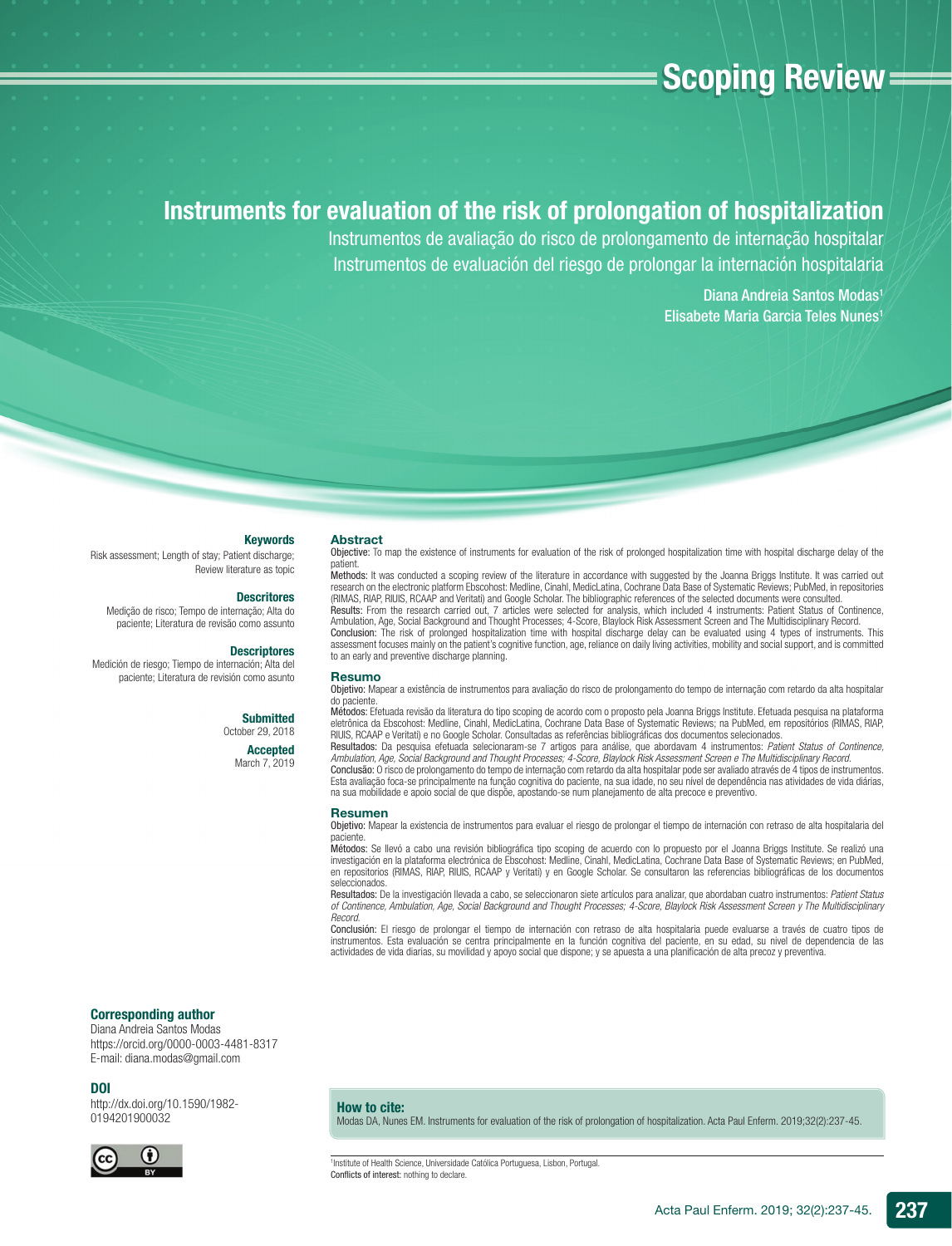Scoping Review

# Instruments for evaluation of the risk of prolongation of hospitalization

Instrumentos de avaliação do risco de prolongamento de internação hospitalar

Instrumentos de evaluación del riesgo de prolongar la internación hospitalaria

Diana Andreia Santos Modas[1]
Elisabete Maria Garcia Teles Nunes[1]

**Keywords**
Risk assessment; Length of stay; Patient discharge; Review literature as topic

**Descritores**
Medição de risco; Tempo de internação; Alta do paciente; Literatura de revisão como assunto

**Descriptores**
Medición de riesgo; Tiempo de internación; Alta del paciente; Literatura de revisión como asunto

**Submitted**
October 29, 2018

**Accepted**
March 7, 2019

## Abstract

**Objective:** To map the existence of instruments for evaluation of the risk of prolonged hospitalization time with hospital discharge delay of the patient.

**Methods:** It was conducted a scoping review of the literature in accordance with suggested by the Joanna Briggs Institute. It was carried out research on the electronic platform Ebscohost: Medline, Cinahl, MedicLatina, Cochrane Data Base of Systematic Reviews; PubMed, in repositories (RIMAS, RIAP, RIUIS, RCAAP and Veritati) and Google Scholar. The bibliographic references of the selected documents were consulted.

**Results:** From the research carried out, 7 articles were selected for analysis, which included 4 instruments: Patient Status of Continence, Ambulation, Age, Social Background and Thought Processes; 4-Score, Blaylock Risk Assessment Screen and The Multidisciplinary Record.

**Conclusion:** The risk of prolonged hospitalization time with hospital discharge delay can be evaluated using 4 types of instruments. This assessment focuses mainly on the patient's cognitive function, age, reliance on daily living activities, mobility and social support, and is committed to an early and preventive discharge planning.

## Resumo

**Objetivo:** Mapear a existência de instrumentos para avaliação do risco de prolongamento do tempo de internação com retardo da alta hospitalar do paciente.

**Métodos:** Efetuada revisão da literatura do tipo scoping de acordo com o proposto pela Joanna Briggs Institute. Efetuada pesquisa na plataforma eletrônica da Ebscohost: Medline, Cinahl, MedicLatina, Cochrane Data Base of Systematic Reviews; na PubMed, em repositórios (RIMAS, RIAP, RIUIS, RCAAP e Veritati) e no Google Scholar. Consultadas as referências bibliográficas dos documentos selecionados.

**Resultados:** Da pesquisa efetuada selecionaram-se 7 artigos para análise, que abordavam 4 instrumentos: *Patient Status of Continence, Ambulation, Age, Social Background and Thought Processes; 4-Score, Blaylock Risk Assessment Screen e The Multidisciplinary Record.*

**Conclusão:** O risco de prolongamento do tempo de internação com retardo da alta hospitalar pode ser avaliado através de 4 tipos de instrumentos. Esta avaliação foca-se principalmente na função cognitiva do paciente, na sua idade, no seu nível de dependência nas atividades de vida diárias, na sua mobilidade e apoio social de que dispõe, apostando-se num planejamento de alta precoce e preventivo.

## Resumen

**Objetivo:** Mapear la existencia de instrumentos para evaluar el riesgo de prolongar el tiempo de internación con retraso de alta hospitalaria del paciente.

**Métodos:** Se llevó a cabo una revisión bibliográfica tipo scoping de acuerdo con lo propuesto por el Joanna Briggs Institute. Se realizó una investigación en la plataforma electrónica de Ebscohost: Medline, Cinahl, MedicLatina, Cochrane Data Base of Systematic Reviews; en PubMed, en repositorios (RIMAS, RIAP, RIUIS, RCAAP y Veritati) y en Google Scholar. Se consultaron las referencias bibliográficas de los documentos seleccionados.

**Resultados:** De la investigación llevada a cabo, se seleccionaron siete artículos para analizar, que abordaban cuatro instrumentos: *Patient Status of Continence, Ambulation, Age, Social Background and Thought Processes; 4-Score, Blaylock Risk Assessment Screen y The Multidisciplinary Record.*

**Conclusión:** El riesgo de prolongar el tiempo de internación con retraso de alta hospitalaria puede evaluarse a través de cuatro tipos de instrumentos. Esta evaluación se centra principalmente en la función cognitiva del paciente, en su edad, su nivel de dependencia de las actividades de vida diarias, su movilidad y apoyo social que dispone; y se apuesta a una planificación de alta precoz y preventiva.

**Corresponding author**
Diana Andreia Santos Modas
https://orcid.org/0000-0003-4481-8317
E-mail: diana.modas@gmail.com

**DOI**
http://dx.doi.org/10.1590/1982-0194201900032

**How to cite:**
Modas DA, Nunes EM. Instruments for evaluation of the risk of prolongation of hospitalization. Acta Paul Enferm. 2019;32(2):237-45.

[1]Institute of Health Science, Universidade Católica Portuguesa, Lisbon, Portugal.
Conflicts of interest: nothing to declare.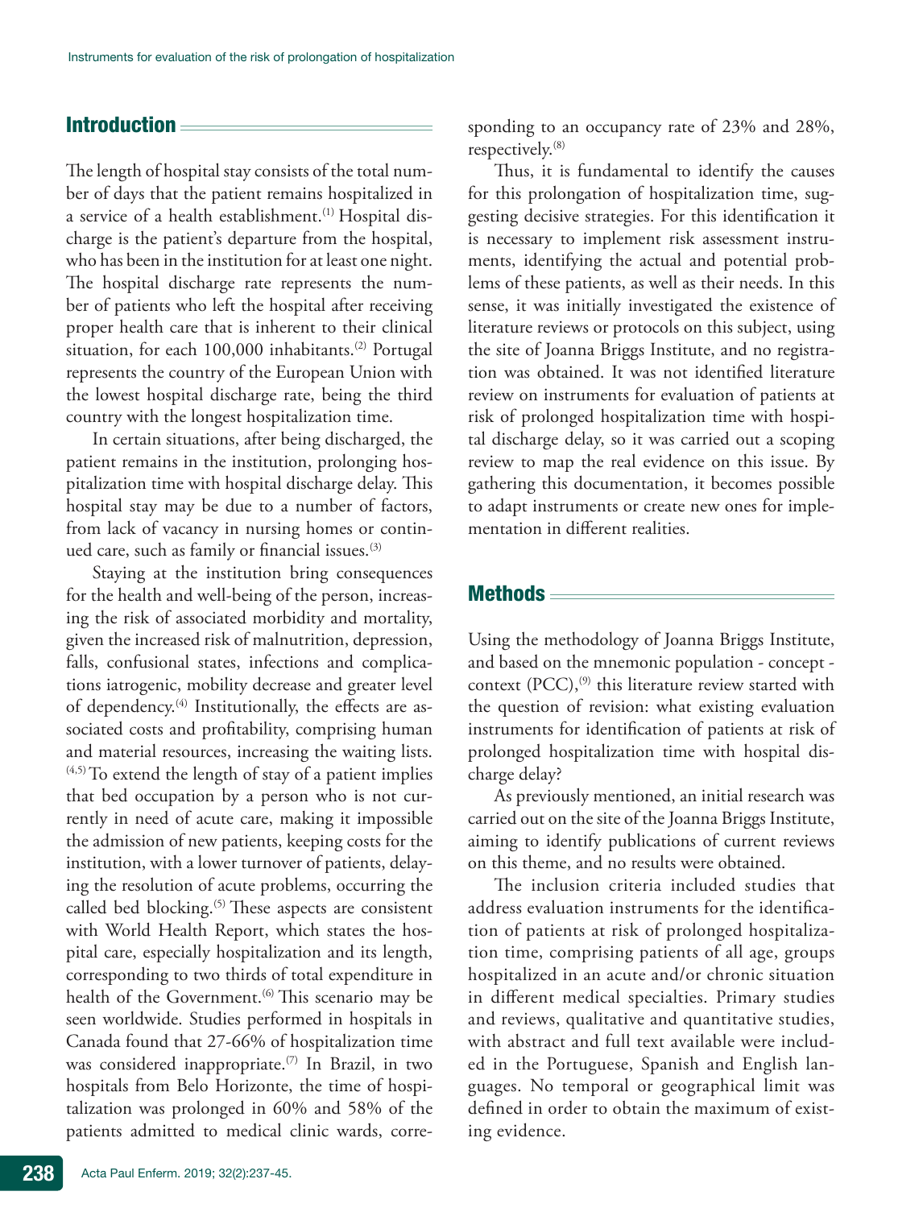## Introduction

The length of hospital stay consists of the total number of days that the patient remains hospitalized in a service of a health establishment.[1] Hospital discharge is the patient's departure from the hospital, who has been in the institution for at least one night. The hospital discharge rate represents the number of patients who left the hospital after receiving proper health care that is inherent to their clinical situation, for each 100,000 inhabitants.[2] Portugal represents the country of the European Union with the lowest hospital discharge rate, being the third country with the longest hospitalization time.

In certain situations, after being discharged, the patient remains in the institution, prolonging hospitalization time with hospital discharge delay. This hospital stay may be due to a number of factors, from lack of vacancy in nursing homes or continued care, such as family or financial issues.[3]

Staying at the institution bring consequences for the health and well-being of the person, increasing the risk of associated morbidity and mortality, given the increased risk of malnutrition, depression, falls, confusional states, infections and complications iatrogenic, mobility decrease and greater level of dependency.[4] Institutionally, the effects are associated costs and profitability, comprising human and material resources, increasing the waiting lists.[4,5] To extend the length of stay of a patient implies that bed occupation by a person who is not currently in need of acute care, making it impossible the admission of new patients, keeping costs for the institution, with a lower turnover of patients, delaying the resolution of acute problems, occurring the called bed blocking.[5] These aspects are consistent with World Health Report, which states the hospital care, especially hospitalization and its length, corresponding to two thirds of total expenditure in health of the Government.[6] This scenario may be seen worldwide. Studies performed in hospitals in Canada found that 27-66% of hospitalization time was considered inappropriate.[7] In Brazil, in two hospitals from Belo Horizonte, the time of hospitalization was prolonged in 60% and 58% of the patients admitted to medical clinic wards, corresponding to an occupancy rate of 23% and 28%, respectively.[8]

Thus, it is fundamental to identify the causes for this prolongation of hospitalization time, suggesting decisive strategies. For this identification it is necessary to implement risk assessment instruments, identifying the actual and potential problems of these patients, as well as their needs. In this sense, it was initially investigated the existence of literature reviews or protocols on this subject, using the site of Joanna Briggs Institute, and no registration was obtained. It was not identified literature review on instruments for evaluation of patients at risk of prolonged hospitalization time with hospital discharge delay, so it was carried out a scoping review to map the real evidence on this issue. By gathering this documentation, it becomes possible to adapt instruments or create new ones for implementation in different realities.

## Methods

Using the methodology of Joanna Briggs Institute, and based on the mnemonic population - concept - context (PCC),[9] this literature review started with the question of revision: what existing evaluation instruments for identification of patients at risk of prolonged hospitalization time with hospital discharge delay?

As previously mentioned, an initial research was carried out on the site of the Joanna Briggs Institute, aiming to identify publications of current reviews on this theme, and no results were obtained.

The inclusion criteria included studies that address evaluation instruments for the identification of patients at risk of prolonged hospitalization time, comprising patients of all age, groups hospitalized in an acute and/or chronic situation in different medical specialties. Primary studies and reviews, qualitative and quantitative studies, with abstract and full text available were included in the Portuguese, Spanish and English languages. No temporal or geographical limit was defined in order to obtain the maximum of existing evidence.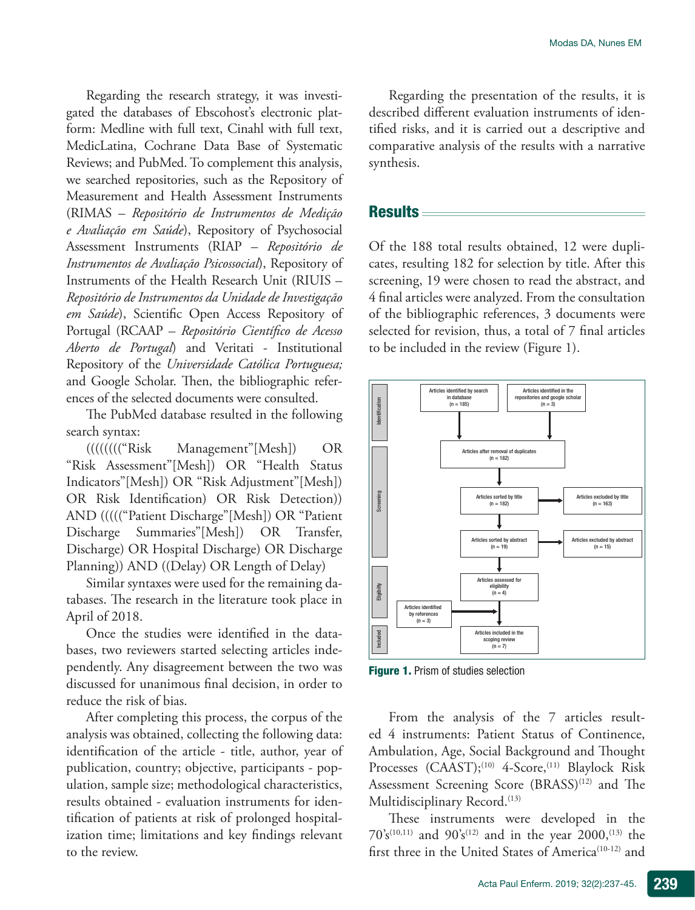Regarding the research strategy, it was investigated the databases of Ebscohost's electronic platform: Medline with full text, Cinahl with full text, MedicLatina, Cochrane Data Base of Systematic Reviews; and PubMed. To complement this analysis, we searched repositories, such as the Repository of Measurement and Health Assessment Instruments (RIMAS – *Repositório de Instrumentos de Medição e Avaliação em Saúde*), Repository of Psychosocial Assessment Instruments (RIAP – *Repositório de Instrumentos de Avaliação Psicossocial*), Repository of Instruments of the Health Research Unit (RIUIS – *Repositório de Instrumentos da Unidade de Investigação em Saúde*), Scientific Open Access Repository of Portugal (RCAAP – *Repositório Científico de Acesso Aberto de Portugal*) and Veritati - Institutional Repository of the *Universidade Católica Portuguesa;* and Google Scholar. Then, the bibliographic references of the selected documents were consulted.

The PubMed database resulted in the following search syntax:

((((((((“Risk Management”[Mesh]) OR “Risk Assessment”[Mesh]) OR “Health Status Indicators”[Mesh]) OR “Risk Adjustment”[Mesh]) OR Risk Identification) OR Risk Detection)) AND (((((“Patient Discharge”[Mesh]) OR “Patient Discharge Summaries”[Mesh]) OR Transfer, Discharge) OR Hospital Discharge) OR Discharge Planning)) AND ((Delay) OR Length of Delay)

Similar syntaxes were used for the remaining databases. The research in the literature took place in April of 2018.

Once the studies were identified in the databases, two reviewers started selecting articles independently. Any disagreement between the two was discussed for unanimous final decision, in order to reduce the risk of bias.

After completing this process, the corpus of the analysis was obtained, collecting the following data: identification of the article - title, author, year of publication, country; objective, participants - population, sample size; methodological characteristics, results obtained - evaluation instruments for identification of patients at risk of prolonged hospitalization time; limitations and key findings relevant to the review.

Regarding the presentation of the results, it is described different evaluation instruments of identified risks, and it is carried out a descriptive and comparative analysis of the results with a narrative synthesis.

## Results

Of the 188 total results obtained, 12 were duplicates, resulting 182 for selection by title. After this screening, 19 were chosen to read the abstract, and 4 final articles were analyzed. From the consultation of the bibliographic references, 3 documents were selected for revision, thus, a total of 7 final articles to be included in the review (Figure 1).

Identification: Articles identified by search in database (n = 185); Articles identified in the repositories and google scholar (n = 3)

Screening: Articles after removal of duplicates (n = 182); Articles sorted by title (n = 182) → Articles excluded by title (n = 163); Articles sorted by abstract (n = 19) → Articles excluded by abstract (n = 15)

Eligibility: Articles assessed for eligibility (n = 4); Articles identified by references (n = 3)

Included: Articles included in the scoping review (n = 7)

**Figure 1.** Prism of studies selection

From the analysis of the 7 articles resulted 4 instruments: Patient Status of Continence, Ambulation, Age, Social Background and Thought Processes (CAAST);[10] 4-Score,[11] Blaylock Risk Assessment Screening Score (BRASS)[12] and The Multidisciplinary Record.[13]

These instruments were developed in the 70's[10,11] and 90's[12] and in the year 2000,[13] the first three in the United States of America[10-12] and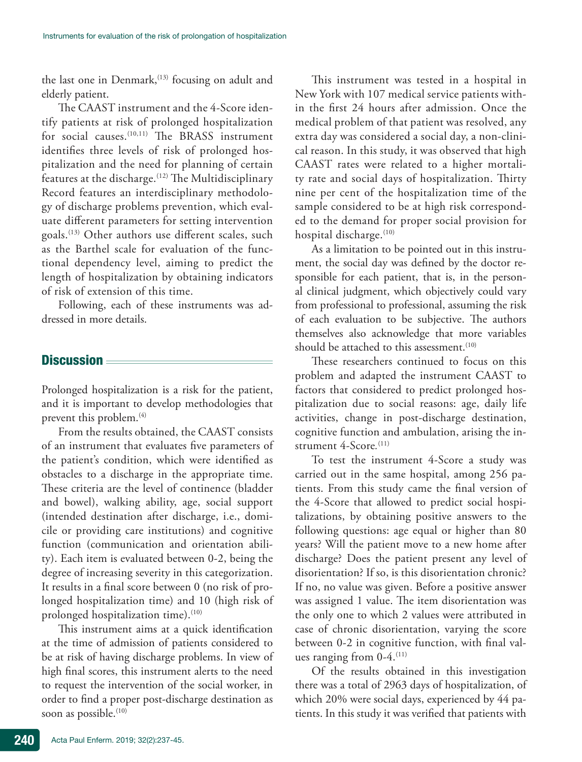the last one in Denmark,[13] focusing on adult and elderly patient.

The CAAST instrument and the 4-Score identify patients at risk of prolonged hospitalization for social causes.[10,11] The BRASS instrument identifies three levels of risk of prolonged hospitalization and the need for planning of certain features at the discharge.[12] The Multidisciplinary Record features an interdisciplinary methodology of discharge problems prevention, which evaluate different parameters for setting intervention goals.[13] Other authors use different scales, such as the Barthel scale for evaluation of the functional dependency level, aiming to predict the length of hospitalization by obtaining indicators of risk of extension of this time.

Following, each of these instruments was addressed in more details.

## Discussion

Prolonged hospitalization is a risk for the patient, and it is important to develop methodologies that prevent this problem.[4]

From the results obtained, the CAAST consists of an instrument that evaluates five parameters of the patient's condition, which were identified as obstacles to a discharge in the appropriate time. These criteria are the level of continence (bladder and bowel), walking ability, age, social support (intended destination after discharge, i.e., domicile or providing care institutions) and cognitive function (communication and orientation ability). Each item is evaluated between 0-2, being the degree of increasing severity in this categorization. It results in a final score between 0 (no risk of prolonged hospitalization time) and 10 (high risk of prolonged hospitalization time).[10]

This instrument aims at a quick identification at the time of admission of patients considered to be at risk of having discharge problems. In view of high final scores, this instrument alerts to the need to request the intervention of the social worker, in order to find a proper post-discharge destination as soon as possible.[10]

This instrument was tested in a hospital in New York with 107 medical service patients within the first 24 hours after admission. Once the medical problem of that patient was resolved, any extra day was considered a social day, a non-clinical reason. In this study, it was observed that high CAAST rates were related to a higher mortality rate and social days of hospitalization. Thirty nine per cent of the hospitalization time of the sample considered to be at high risk corresponded to the demand for proper social provision for hospital discharge.[10]

As a limitation to be pointed out in this instrument, the social day was defined by the doctor responsible for each patient, that is, in the personal clinical judgment, which objectively could vary from professional to professional, assuming the risk of each evaluation to be subjective. The authors themselves also acknowledge that more variables should be attached to this assessment.[10]

These researchers continued to focus on this problem and adapted the instrument CAAST to factors that considered to predict prolonged hospitalization due to social reasons: age, daily life activities, change in post-discharge destination, cognitive function and ambulation, arising the instrument 4-Score.[11]

To test the instrument 4-Score a study was carried out in the same hospital, among 256 patients. From this study came the final version of the 4-Score that allowed to predict social hospitalizations, by obtaining positive answers to the following questions: age equal or higher than 80 years? Will the patient move to a new home after discharge? Does the patient present any level of disorientation? If so, is this disorientation chronic? If no, no value was given. Before a positive answer was assigned 1 value. The item disorientation was the only one to which 2 values were attributed in case of chronic disorientation, varying the score between 0-2 in cognitive function, with final values ranging from 0-4.[11]

Of the results obtained in this investigation there was a total of 2963 days of hospitalization, of which 20% were social days, experienced by 44 patients. In this study it was verified that patients with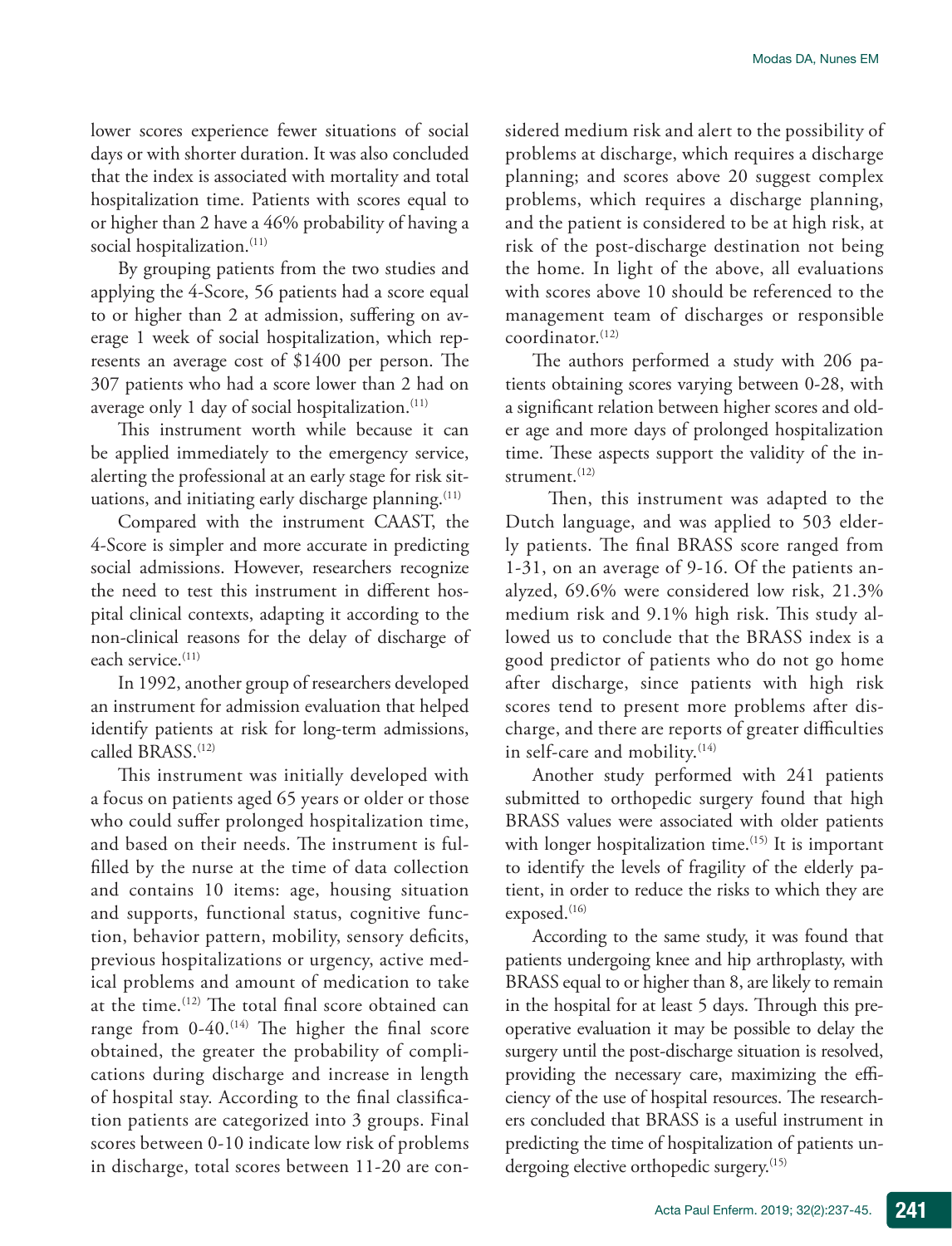lower scores experience fewer situations of social days or with shorter duration. It was also concluded that the index is associated with mortality and total hospitalization time. Patients with scores equal to or higher than 2 have a 46% probability of having a social hospitalization.[11]

By grouping patients from the two studies and applying the 4-Score, 56 patients had a score equal to or higher than 2 at admission, suffering on average 1 week of social hospitalization, which represents an average cost of $1400 per person. The 307 patients who had a score lower than 2 had on average only 1 day of social hospitalization.[11]

This instrument worth while because it can be applied immediately to the emergency service, alerting the professional at an early stage for risk situations, and initiating early discharge planning.[11]

Compared with the instrument CAAST, the 4-Score is simpler and more accurate in predicting social admissions. However, researchers recognize the need to test this instrument in different hospital clinical contexts, adapting it according to the non-clinical reasons for the delay of discharge of each service.[11]

In 1992, another group of researchers developed an instrument for admission evaluation that helped identify patients at risk for long-term admissions, called BRASS.[12]

This instrument was initially developed with a focus on patients aged 65 years or older or those who could suffer prolonged hospitalization time, and based on their needs. The instrument is fulfilled by the nurse at the time of data collection and contains 10 items: age, housing situation and supports, functional status, cognitive function, behavior pattern, mobility, sensory deficits, previous hospitalizations or urgency, active medical problems and amount of medication to take at the time.[12] The total final score obtained can range from 0-40.[14] The higher the final score obtained, the greater the probability of complications during discharge and increase in length of hospital stay. According to the final classification patients are categorized into 3 groups. Final scores between 0-10 indicate low risk of problems in discharge, total scores between 11-20 are considered medium risk and alert to the possibility of problems at discharge, which requires a discharge planning; and scores above 20 suggest complex problems, which requires a discharge planning, and the patient is considered to be at high risk, at risk of the post-discharge destination not being the home. In light of the above, all evaluations with scores above 10 should be referenced to the management team of discharges or responsible coordinator.[12]

The authors performed a study with 206 patients obtaining scores varying between 0-28, with a significant relation between higher scores and older age and more days of prolonged hospitalization time. These aspects support the validity of the instrument.[12]

Then, this instrument was adapted to the Dutch language, and was applied to 503 elderly patients. The final BRASS score ranged from 1-31, on an average of 9-16. Of the patients analyzed, 69.6% were considered low risk, 21.3% medium risk and 9.1% high risk. This study allowed us to conclude that the BRASS index is a good predictor of patients who do not go home after discharge, since patients with high risk scores tend to present more problems after discharge, and there are reports of greater difficulties in self-care and mobility.[14]

Another study performed with 241 patients submitted to orthopedic surgery found that high BRASS values were associated with older patients with longer hospitalization time.[15] It is important to identify the levels of fragility of the elderly patient, in order to reduce the risks to which they are exposed.[16]

According to the same study, it was found that patients undergoing knee and hip arthroplasty, with BRASS equal to or higher than 8, are likely to remain in the hospital for at least 5 days. Through this preoperative evaluation it may be possible to delay the surgery until the post-discharge situation is resolved, providing the necessary care, maximizing the efficiency of the use of hospital resources. The researchers concluded that BRASS is a useful instrument in predicting the time of hospitalization of patients undergoing elective orthopedic surgery.[15]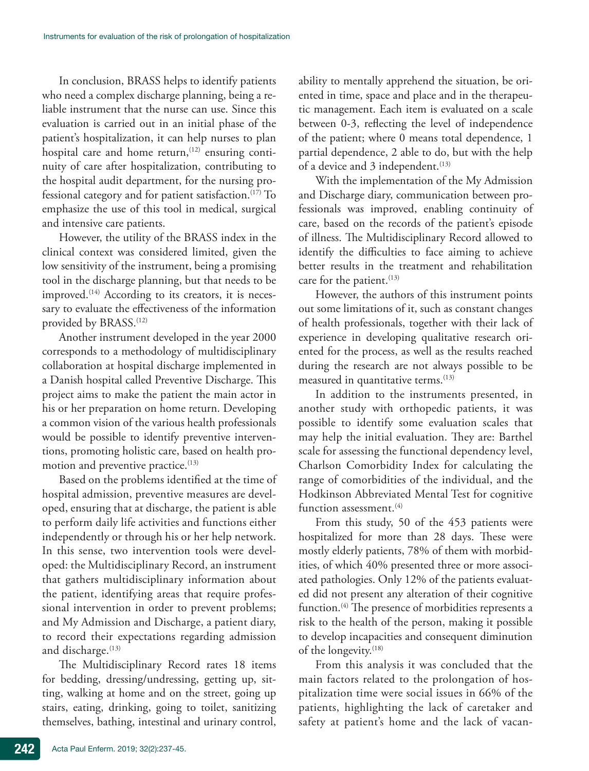In conclusion, BRASS helps to identify patients who need a complex discharge planning, being a reliable instrument that the nurse can use. Since this evaluation is carried out in an initial phase of the patient's hospitalization, it can help nurses to plan hospital care and home return,[12] ensuring continuity of care after hospitalization, contributing to the hospital audit department, for the nursing professional category and for patient satisfaction.[17] To emphasize the use of this tool in medical, surgical and intensive care patients.

However, the utility of the BRASS index in the clinical context was considered limited, given the low sensitivity of the instrument, being a promising tool in the discharge planning, but that needs to be improved.[14] According to its creators, it is necessary to evaluate the effectiveness of the information provided by BRASS.[12]

Another instrument developed in the year 2000 corresponds to a methodology of multidisciplinary collaboration at hospital discharge implemented in a Danish hospital called Preventive Discharge. This project aims to make the patient the main actor in his or her preparation on home return. Developing a common vision of the various health professionals would be possible to identify preventive interventions, promoting holistic care, based on health promotion and preventive practice.[13]

Based on the problems identified at the time of hospital admission, preventive measures are developed, ensuring that at discharge, the patient is able to perform daily life activities and functions either independently or through his or her help network. In this sense, two intervention tools were developed: the Multidisciplinary Record, an instrument that gathers multidisciplinary information about the patient, identifying areas that require professional intervention in order to prevent problems; and My Admission and Discharge, a patient diary, to record their expectations regarding admission and discharge.[13]

The Multidisciplinary Record rates 18 items for bedding, dressing/undressing, getting up, sitting, walking at home and on the street, going up stairs, eating, drinking, going to toilet, sanitizing themselves, bathing, intestinal and urinary control, ability to mentally apprehend the situation, be oriented in time, space and place and in the therapeutic management. Each item is evaluated on a scale between 0-3, reflecting the level of independence of the patient; where 0 means total dependence, 1 partial dependence, 2 able to do, but with the help of a device and 3 independent.[13]

With the implementation of the My Admission and Discharge diary, communication between professionals was improved, enabling continuity of care, based on the records of the patient's episode of illness. The Multidisciplinary Record allowed to identify the difficulties to face aiming to achieve better results in the treatment and rehabilitation care for the patient.[13]

However, the authors of this instrument points out some limitations of it, such as constant changes of health professionals, together with their lack of experience in developing qualitative research oriented for the process, as well as the results reached during the research are not always possible to be measured in quantitative terms.[13]

In addition to the instruments presented, in another study with orthopedic patients, it was possible to identify some evaluation scales that may help the initial evaluation. They are: Barthel scale for assessing the functional dependency level, Charlson Comorbidity Index for calculating the range of comorbidities of the individual, and the Hodkinson Abbreviated Mental Test for cognitive function assessment.[4]

From this study, 50 of the 453 patients were hospitalized for more than 28 days. These were mostly elderly patients, 78% of them with morbidities, of which 40% presented three or more associated pathologies. Only 12% of the patients evaluated did not present any alteration of their cognitive function.[4] The presence of morbidities represents a risk to the health of the person, making it possible to develop incapacities and consequent diminution of the longevity.[18]

From this analysis it was concluded that the main factors related to the prolongation of hospitalization time were social issues in 66% of the patients, highlighting the lack of caretaker and safety at patient's home and the lack of vacan-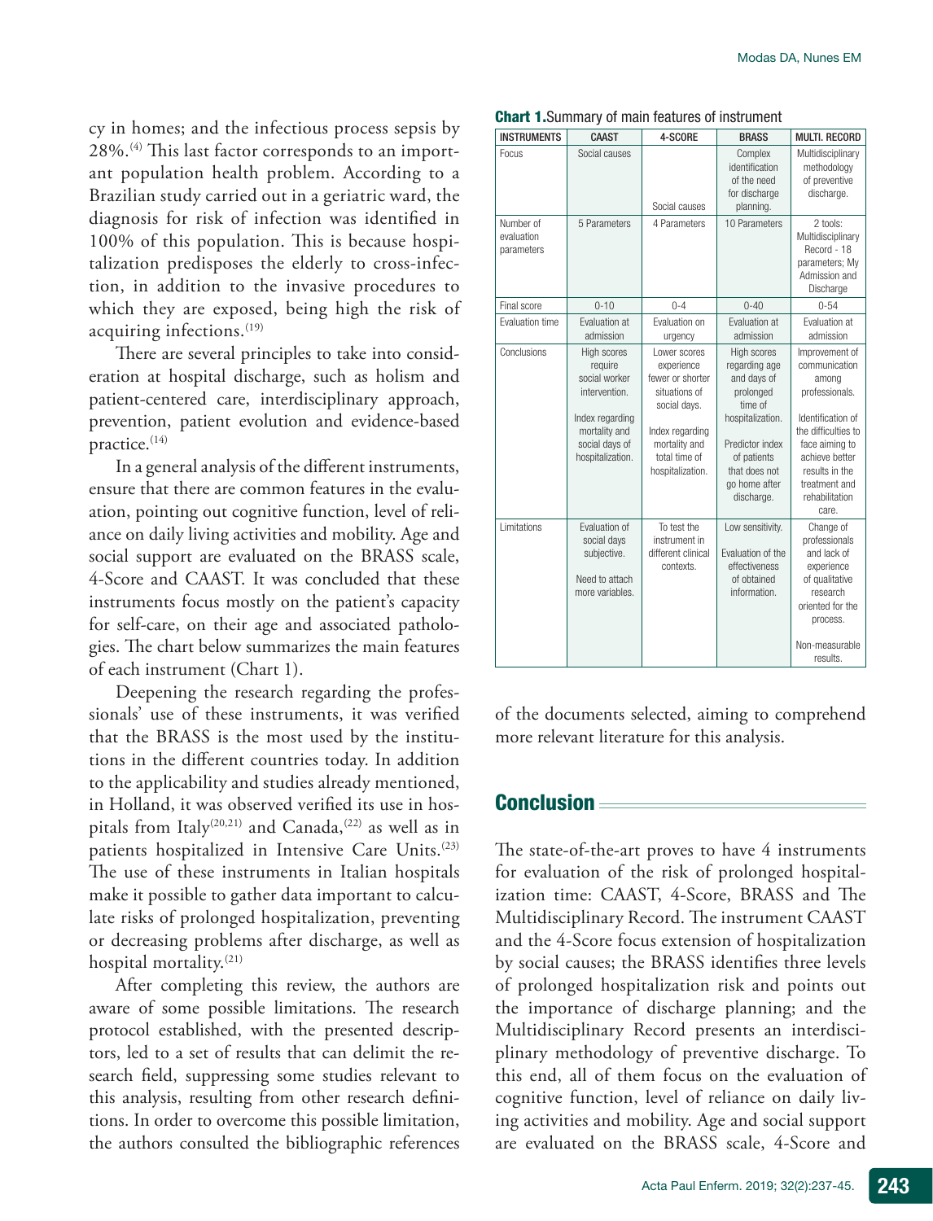cy in homes; and the infectious process sepsis by 28%.[4] This last factor corresponds to an important population health problem. According to a Brazilian study carried out in a geriatric ward, the diagnosis for risk of infection was identified in 100% of this population. This is because hospitalization predisposes the elderly to cross-infection, in addition to the invasive procedures to which they are exposed, being high the risk of acquiring infections.[19]

There are several principles to take into consideration at hospital discharge, such as holism and patient-centered care, interdisciplinary approach, prevention, patient evolution and evidence-based practice.[14]

In a general analysis of the different instruments, ensure that there are common features in the evaluation, pointing out cognitive function, level of reliance on daily living activities and mobility. Age and social support are evaluated on the BRASS scale, 4-Score and CAAST. It was concluded that these instruments focus mostly on the patient's capacity for self-care, on their age and associated pathologies. The chart below summarizes the main features of each instrument (Chart 1).

**Chart 1.** Summary of main features of instrument

| INSTRUMENTS | CAAST | 4-SCORE | BRASS | MULTI. RECORD |
|---|---|---|---|---|
| Focus | Social causes | Social causes | Complex identification of the need for discharge planning. | Multidisciplinary methodology of preventive discharge. |
| Number of evaluation parameters | 5 Parameters | 4 Parameters | 10 Parameters | 2 tools: Multidisciplinary Record - 18 parameters; My Admission and Discharge |
| Final score | 0-10 | 0-4 | 0-40 | 0-54 |
| Evaluation time | Evaluation at admission | Evaluation on urgency | Evaluation at admission | Evaluation at admission |
| Conclusions | High scores require social worker intervention. Index regarding mortality and social days of hospitalization. | Lower scores experience fewer or shorter situations of social days. Index regarding mortality and total time of hospitalization. | High scores regarding age and days of prolonged time of hospitalization. Predictor index of patients that does not go home after discharge. | Improvement of communication among professionals. Identification of the difficulties to face aiming to achieve better results in the treatment and rehabilitation care. |
| Limitations | Evaluation of social days subjective. Need to attach more variables. | To test the instrument in different clinical contexts. | Low sensitivity. Evaluation of the effectiveness of obtained information. | Change of professionals and lack of experience of qualitative research oriented for the process. Non-measurable results. |

Deepening the research regarding the professionals' use of these instruments, it was verified that the BRASS is the most used by the institutions in the different countries today. In addition to the applicability and studies already mentioned, in Holland, it was observed verified its use in hospitals from Italy[20,21] and Canada,[22] as well as in patients hospitalized in Intensive Care Units.[23] The use of these instruments in Italian hospitals make it possible to gather data important to calculate risks of prolonged hospitalization, preventing or decreasing problems after discharge, as well as hospital mortality.[21]

After completing this review, the authors are aware of some possible limitations. The research protocol established, with the presented descriptors, led to a set of results that can delimit the research field, suppressing some studies relevant to this analysis, resulting from other research definitions. In order to overcome this possible limitation, the authors consulted the bibliographic references of the documents selected, aiming to comprehend more relevant literature for this analysis.

## Conclusion

The state-of-the-art proves to have 4 instruments for evaluation of the risk of prolonged hospitalization time: CAAST, 4-Score, BRASS and The Multidisciplinary Record. The instrument CAAST and the 4-Score focus extension of hospitalization by social causes; the BRASS identifies three levels of prolonged hospitalization risk and points out the importance of discharge planning; and the Multidisciplinary Record presents an interdisciplinary methodology of preventive discharge. To this end, all of them focus on the evaluation of cognitive function, level of reliance on daily living activities and mobility. Age and social support are evaluated on the BRASS scale, 4-Score and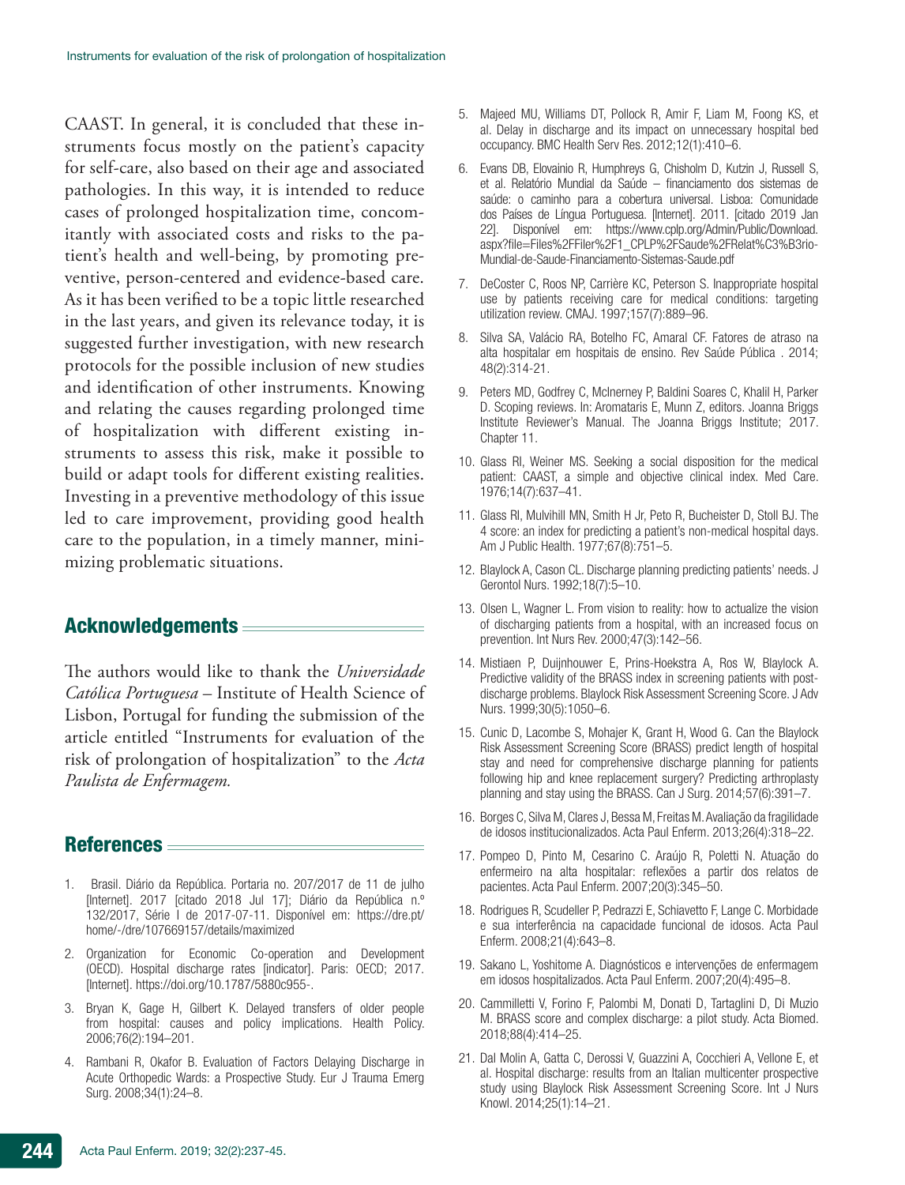CAAST. In general, it is concluded that these instruments focus mostly on the patient's capacity for self-care, also based on their age and associated pathologies. In this way, it is intended to reduce cases of prolonged hospitalization time, concomitantly with associated costs and risks to the patient's health and well-being, by promoting preventive, person-centered and evidence-based care. As it has been verified to be a topic little researched in the last years, and given its relevance today, it is suggested further investigation, with new research protocols for the possible inclusion of new studies and identification of other instruments. Knowing and relating the causes regarding prolonged time of hospitalization with different existing instruments to assess this risk, make it possible to build or adapt tools for different existing realities. Investing in a preventive methodology of this issue led to care improvement, providing good health care to the population, in a timely manner, minimizing problematic situations.

## Acknowledgements

The authors would like to thank the *Universidade Católica Portuguesa* – Institute of Health Science of Lisbon, Portugal for funding the submission of the article entitled "Instruments for evaluation of the risk of prolongation of hospitalization" to the *Acta Paulista de Enfermagem.*

## References

1. Brasil. Diário da República. Portaria no. 207/2017 de 11 de julho [Internet]. 2017 [citado 2018 Jul 17]; Diário da República n.º 132/2017, Série I de 2017-07-11. Disponível em: https://dre.pt/home/-/dre/107669157/details/maximized
2. Organization for Economic Co-operation and Development (OECD). Hospital discharge rates [indicator]. Paris: OECD; 2017. [Internet]. https://doi.org/10.1787/5880c955-.
3. Bryan K, Gage H, Gilbert K. Delayed transfers of older people from hospital: causes and policy implications. Health Policy. 2006;76(2):194–201.
4. Rambani R, Okafor B. Evaluation of Factors Delaying Discharge in Acute Orthopedic Wards: a Prospective Study. Eur J Trauma Emerg Surg. 2008;34(1):24–8.
5. Majeed MU, Williams DT, Pollock R, Amir F, Liam M, Foong KS, et al. Delay in discharge and its impact on unnecessary hospital bed occupancy. BMC Health Serv Res. 2012;12(1):410–6.
6. Evans DB, Elovainio R, Humphreys G, Chisholm D, Kutzin J, Russell S, et al. Relatório Mundial da Saúde – financiamento dos sistemas de saúde: o caminho para a cobertura universal. Lisboa: Comunidade dos Países de Língua Portuguesa. [Internet]. 2011. [citado 2019 Jan 22]. Disponível em: https://www.cplp.org/Admin/Public/Download.aspx?file=Files%2FFiler%2F1_CPLP%2FSaude%2FRelat%C3%B3rio-Mundial-de-Saude-Financiamento-Sistemas-Saude.pdf
7. DeCoster C, Roos NP, Carrière KC, Peterson S. Inappropriate hospital use by patients receiving care for medical conditions: targeting utilization review. CMAJ. 1997;157(7):889–96.
8. Silva SA, Valácio RA, Botelho FC, Amaral CF. Fatores de atraso na alta hospitalar em hospitais de ensino. Rev Saúde Pública . 2014; 48(2):314-21.
9. Peters MD, Godfrey C, McInerney P, Baldini Soares C, Khalil H, Parker D. Scoping reviews. In: Aromataris E, Munn Z, editors. Joanna Briggs Institute Reviewer's Manual. The Joanna Briggs Institute; 2017. Chapter 11.
10. Glass RI, Weiner MS. Seeking a social disposition for the medical patient: CAAST, a simple and objective clinical index. Med Care. 1976;14(7):637–41.
11. Glass RI, Mulvihill MN, Smith H Jr, Peto R, Bucheister D, Stoll BJ. The 4 score: an index for predicting a patient's non-medical hospital days. Am J Public Health. 1977;67(8):751–5.
12. Blaylock A, Cason CL. Discharge planning predicting patients' needs. J Gerontol Nurs. 1992;18(7):5–10.
13. Olsen L, Wagner L. From vision to reality: how to actualize the vision of discharging patients from a hospital, with an increased focus on prevention. Int Nurs Rev. 2000;47(3):142–56.
14. Mistiaen P, Duijnhouwer E, Prins-Hoekstra A, Ros W, Blaylock A. Predictive validity of the BRASS index in screening patients with post-discharge problems. Blaylock Risk Assessment Screening Score. J Adv Nurs. 1999;30(5):1050–6.
15. Cunic D, Lacombe S, Mohajer K, Grant H, Wood G. Can the Blaylock Risk Assessment Screening Score (BRASS) predict length of hospital stay and need for comprehensive discharge planning for patients following hip and knee replacement surgery? Predicting arthroplasty planning and stay using the BRASS. Can J Surg. 2014;57(6):391–7.
16. Borges C, Silva M, Clares J, Bessa M, Freitas M. Avaliação da fragilidade de idosos institucionalizados. Acta Paul Enferm. 2013;26(4):318–22.
17. Pompeo D, Pinto M, Cesarino C. Araújo R, Poletti N. Atuação do enfermeiro na alta hospitalar: reflexões a partir dos relatos de pacientes. Acta Paul Enferm. 2007;20(3):345–50.
18. Rodrigues R, Scudeller P, Pedrazzi E, Schiavetto F, Lange C. Morbidade e sua interferência na capacidade funcional de idosos. Acta Paul Enferm. 2008;21(4):643–8.
19. Sakano L, Yoshitome A. Diagnósticos e intervenções de enfermagem em idosos hospitalizados. Acta Paul Enferm. 2007;20(4):495–8.
20. Cammilletti V, Forino F, Palombi M, Donati D, Tartaglini D, Di Muzio M. BRASS score and complex discharge: a pilot study. Acta Biomed. 2018;88(4):414–25.
21. Dal Molin A, Gatta C, Derossi V, Guazzini A, Cocchieri A, Vellone E, et al. Hospital discharge: results from an Italian multicenter prospective study using Blaylock Risk Assessment Screening Score. Int J Nurs Knowl. 2014;25(1):14–21.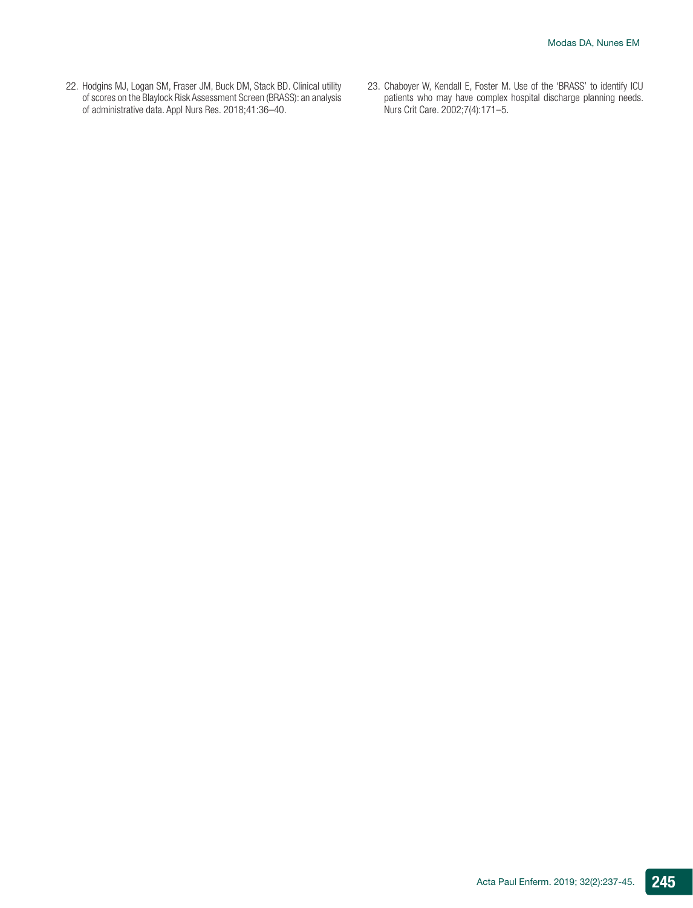22. Hodgins MJ, Logan SM, Fraser JM, Buck DM, Stack BD. Clinical utility of scores on the Blaylock Risk Assessment Screen (BRASS): an analysis of administrative data. Appl Nurs Res. 2018;41:36–40.
23. Chaboyer W, Kendall E, Foster M. Use of the 'BRASS' to identify ICU patients who may have complex hospital discharge planning needs. Nurs Crit Care. 2002;7(4):171–5.